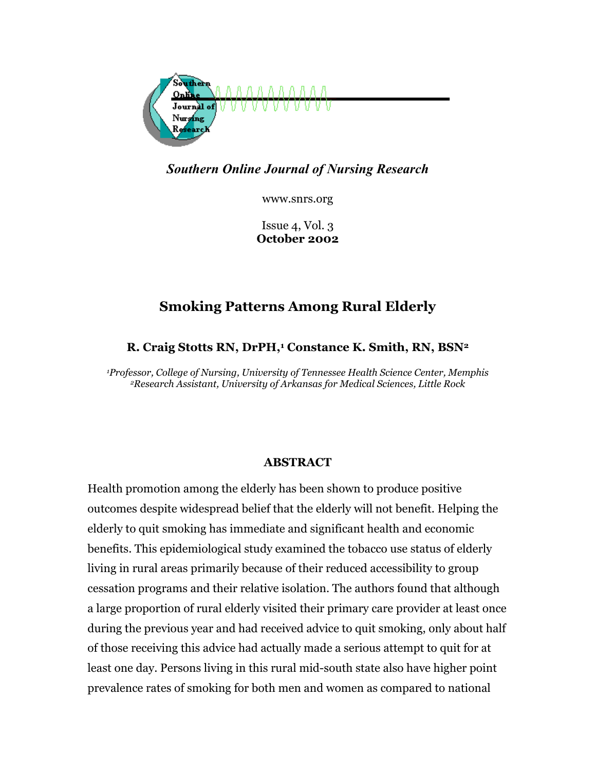*Southern Online Journal of Nursing Research*

www.snrs.org

Issue 4, Vol. 3
**October 2002**

# Smoking Patterns Among Rural Elderly

**R. Craig Stotts RN, DrPH,[1] Constance K. Smith, RN, BSN[2]**

*[1]Professor, College of Nursing, University of Tennessee Health Science Center, Memphis*
*[2]Research Assistant, University of Arkansas for Medical Sciences, Little Rock*

## ABSTRACT

Health promotion among the elderly has been shown to produce positive outcomes despite widespread belief that the elderly will not benefit. Helping the elderly to quit smoking has immediate and significant health and economic benefits. This epidemiological study examined the tobacco use status of elderly living in rural areas primarily because of their reduced accessibility to group cessation programs and their relative isolation. The authors found that although a large proportion of rural elderly visited their primary care provider at least once during the previous year and had received advice to quit smoking, only about half of those receiving this advice had actually made a serious attempt to quit for at least one day. Persons living in this rural mid-south state also have higher point prevalence rates of smoking for both men and women as compared to national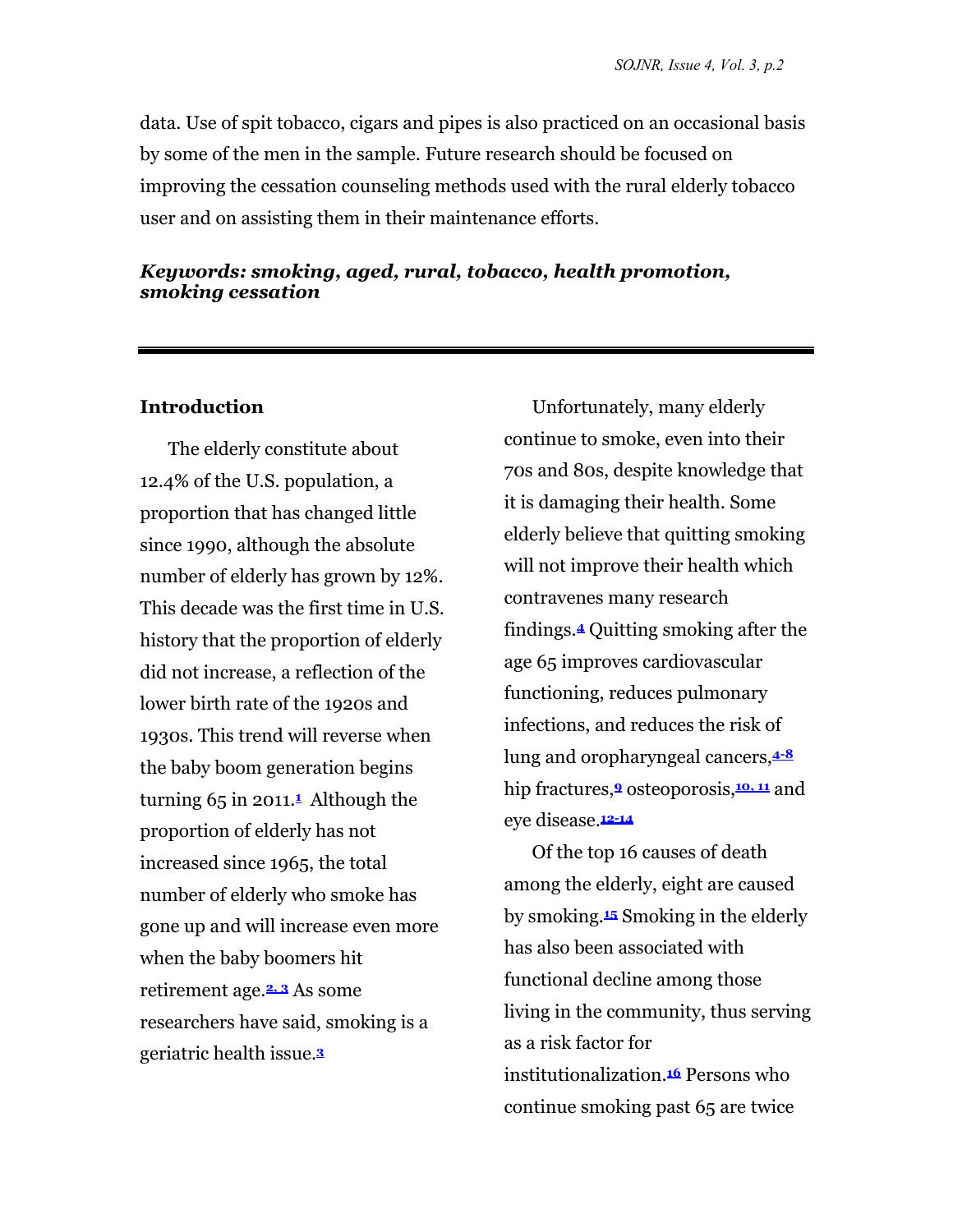data. Use of spit tobacco, cigars and pipes is also practiced on an occasional basis by some of the men in the sample. Future research should be focused on improving the cessation counseling methods used with the rural elderly tobacco user and on assisting them in their maintenance efforts.

***Keywords: smoking, aged, rural, tobacco, health promotion, smoking cessation***

---

## Introduction

The elderly constitute about 12.4% of the U.S. population, a proportion that has changed little since 1990, although the absolute number of elderly has grown by 12%. This decade was the first time in U.S. history that the proportion of elderly did not increase, a reflection of the lower birth rate of the 1920s and 1930s. This trend will reverse when the baby boom generation begins turning 65 in 2011.[1] Although the proportion of elderly has not increased since 1965, the total number of elderly who smoke has gone up and will increase even more when the baby boomers hit retirement age.[2, 3] As some researchers have said, smoking is a geriatric health issue.[3]

Unfortunately, many elderly continue to smoke, even into their 70s and 80s, despite knowledge that it is damaging their health. Some elderly believe that quitting smoking will not improve their health which contravenes many research findings.[4] Quitting smoking after the age 65 improves cardiovascular functioning, reduces pulmonary infections, and reduces the risk of lung and oropharyngeal cancers,[4-8] hip fractures,[9] osteoporosis,[10, 11] and eye disease.[12-14]

Of the top 16 causes of death among the elderly, eight are caused by smoking.[15] Smoking in the elderly has also been associated with functional decline among those living in the community, thus serving as a risk factor for institutionalization.[16] Persons who continue smoking past 65 are twice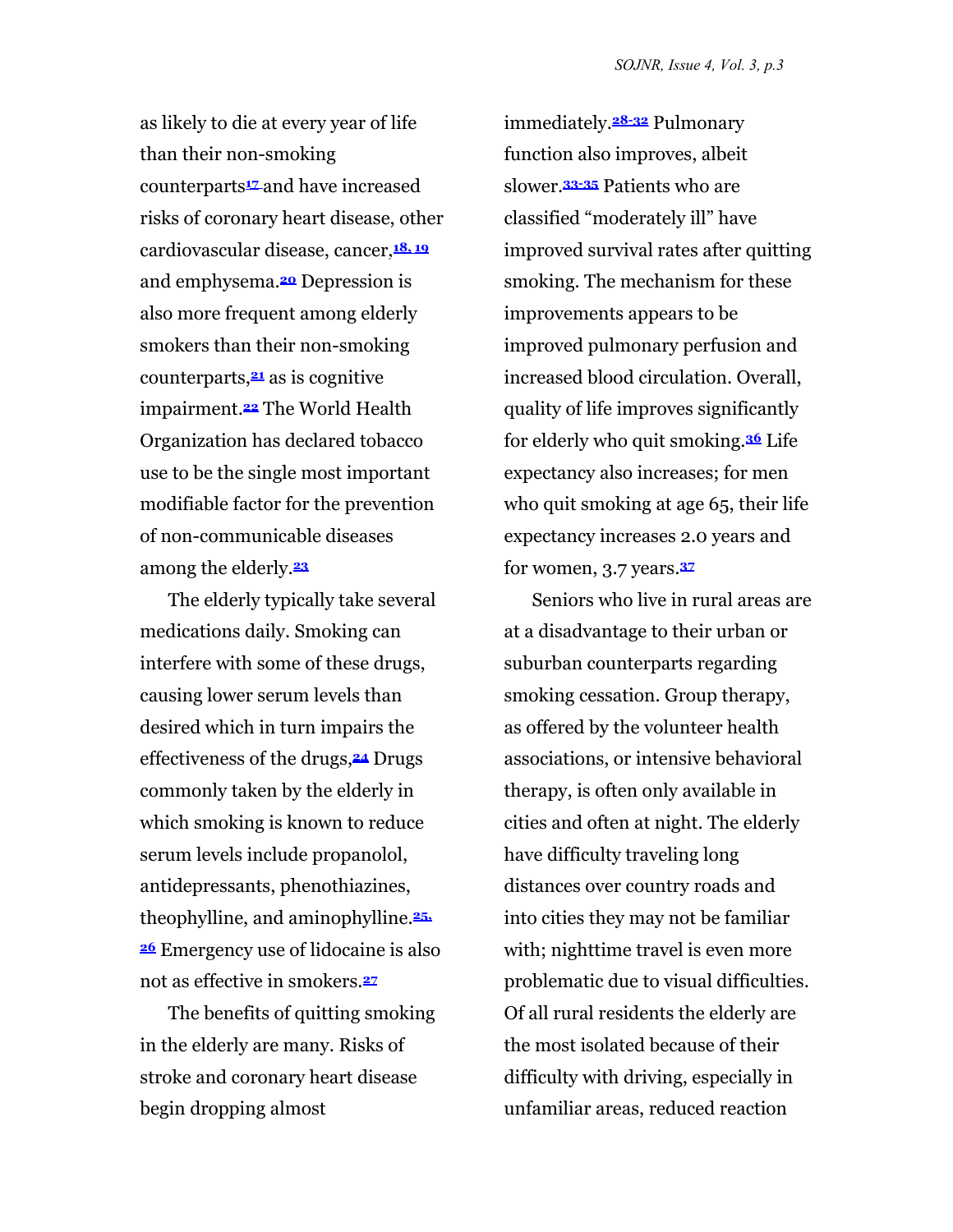as likely to die at every year of life than their non-smoking counterparts[17] and have increased risks of coronary heart disease, other cardiovascular disease, cancer,[18, 19] and emphysema.[20] Depression is also more frequent among elderly smokers than their non-smoking counterparts,[21] as is cognitive impairment.[22] The World Health Organization has declared tobacco use to be the single most important modifiable factor for the prevention of non-communicable diseases among the elderly.[23]

The elderly typically take several medications daily. Smoking can interfere with some of these drugs, causing lower serum levels than desired which in turn impairs the effectiveness of the drugs.[24] Drugs commonly taken by the elderly in which smoking is known to reduce serum levels include propanolol, antidepressants, phenothiazines, theophylline, and aminophylline.[25, 26] Emergency use of lidocaine is also not as effective in smokers.[27]

The benefits of quitting smoking in the elderly are many. Risks of stroke and coronary heart disease begin dropping almost immediately.[28-32] Pulmonary function also improves, albeit slower.[33-35] Patients who are classified “moderately ill” have improved survival rates after quitting smoking. The mechanism for these improvements appears to be improved pulmonary perfusion and increased blood circulation. Overall, quality of life improves significantly for elderly who quit smoking.[36] Life expectancy also increases; for men who quit smoking at age 65, their life expectancy increases 2.0 years and for women, 3.7 years.[37]

Seniors who live in rural areas are at a disadvantage to their urban or suburban counterparts regarding smoking cessation. Group therapy, as offered by the volunteer health associations, or intensive behavioral therapy, is often only available in cities and often at night. The elderly have difficulty traveling long distances over country roads and into cities they may not be familiar with; nighttime travel is even more problematic due to visual difficulties. Of all rural residents the elderly are the most isolated because of their difficulty with driving, especially in unfamiliar areas, reduced reaction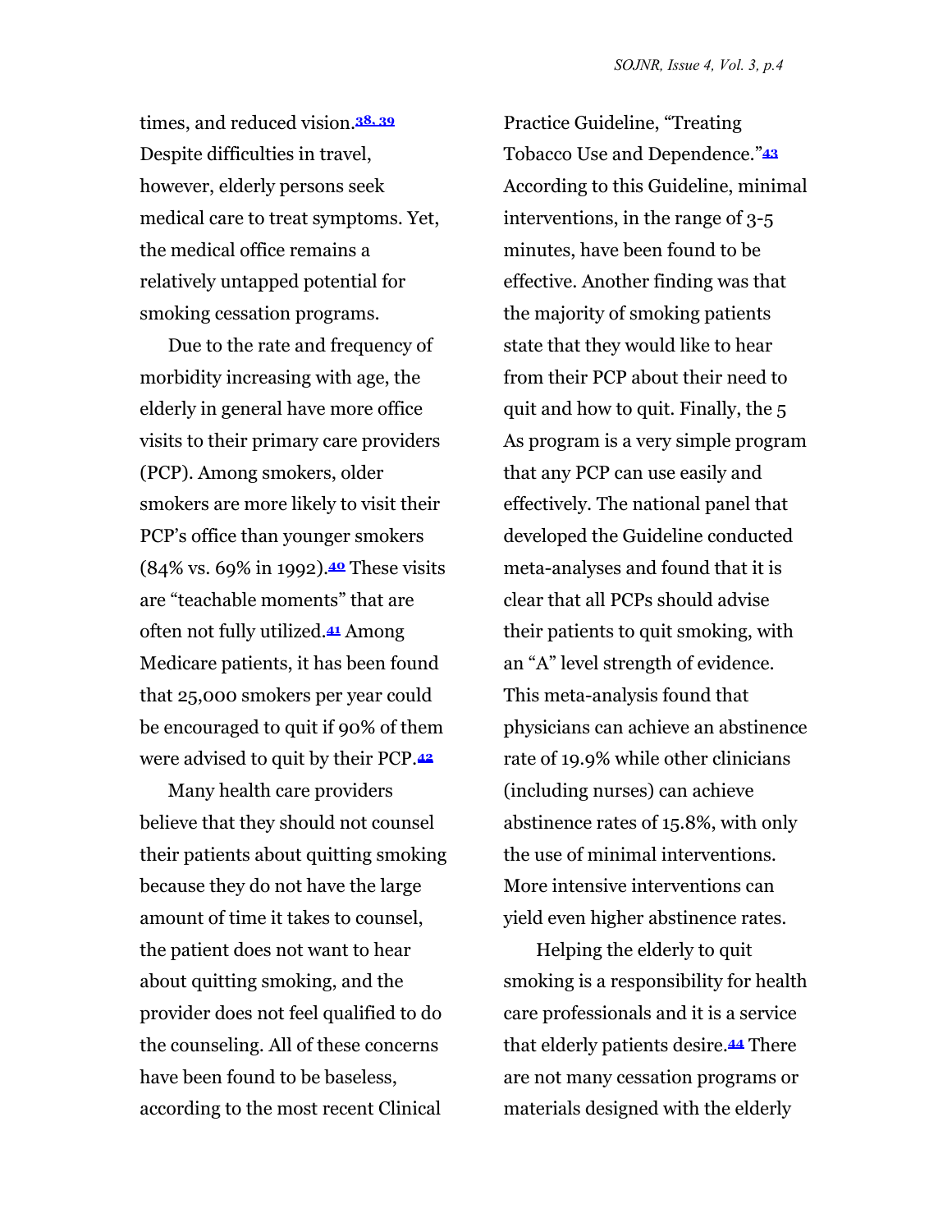times, and reduced vision.[38, 39] Despite difficulties in travel, however, elderly persons seek medical care to treat symptoms. Yet, the medical office remains a relatively untapped potential for smoking cessation programs.

Due to the rate and frequency of morbidity increasing with age, the elderly in general have more office visits to their primary care providers (PCP). Among smokers, older smokers are more likely to visit their PCP's office than younger smokers (84% vs. 69% in 1992).[40] These visits are "teachable moments" that are often not fully utilized.[41] Among Medicare patients, it has been found that 25,000 smokers per year could be encouraged to quit if 90% of them were advised to quit by their PCP.[42]

Many health care providers believe that they should not counsel their patients about quitting smoking because they do not have the large amount of time it takes to counsel, the patient does not want to hear about quitting smoking, and the provider does not feel qualified to do the counseling. All of these concerns have been found to be baseless, according to the most recent Clinical Practice Guideline, "Treating Tobacco Use and Dependence."[43] According to this Guideline, minimal interventions, in the range of 3-5 minutes, have been found to be effective. Another finding was that the majority of smoking patients state that they would like to hear from their PCP about their need to quit and how to quit. Finally, the 5 As program is a very simple program that any PCP can use easily and effectively. The national panel that developed the Guideline conducted meta-analyses and found that it is clear that all PCPs should advise their patients to quit smoking, with an "A" level strength of evidence. This meta-analysis found that physicians can achieve an abstinence rate of 19.9% while other clinicians (including nurses) can achieve abstinence rates of 15.8%, with only the use of minimal interventions. More intensive interventions can yield even higher abstinence rates.

Helping the elderly to quit smoking is a responsibility for health care professionals and it is a service that elderly patients desire.[44] There are not many cessation programs or materials designed with the elderly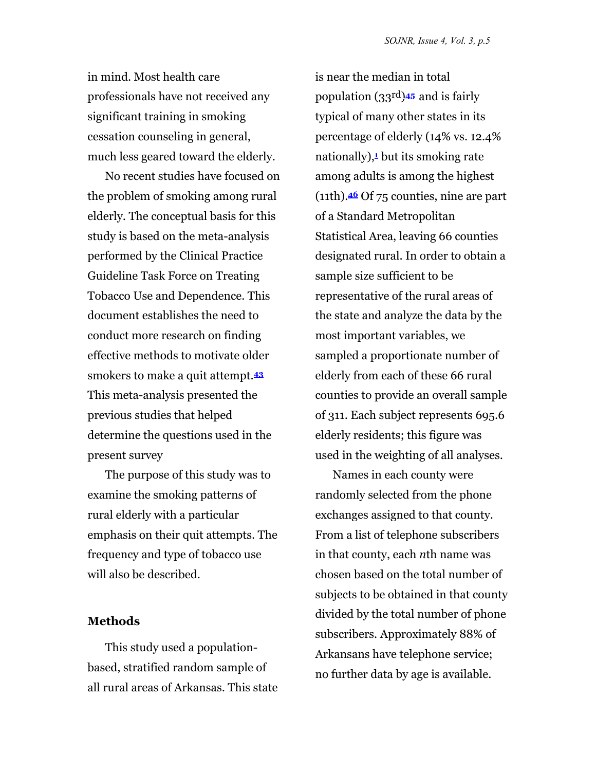in mind. Most health care professionals have not received any significant training in smoking cessation counseling in general, much less geared toward the elderly.

No recent studies have focused on the problem of smoking among rural elderly. The conceptual basis for this study is based on the meta-analysis performed by the Clinical Practice Guideline Task Force on Treating Tobacco Use and Dependence. This document establishes the need to conduct more research on finding effective methods to motivate older smokers to make a quit attempt.[43] This meta-analysis presented the previous studies that helped determine the questions used in the present survey

The purpose of this study was to examine the smoking patterns of rural elderly with a particular emphasis on their quit attempts. The frequency and type of tobacco use will also be described.

## Methods

This study used a population-based, stratified random sample of all rural areas of Arkansas. This state is near the median in total population (33rd)[45] and is fairly typical of many other states in its percentage of elderly (14% vs. 12.4% nationally),[1] but its smoking rate among adults is among the highest (11th).[46] Of 75 counties, nine are part of a Standard Metropolitan Statistical Area, leaving 66 counties designated rural. In order to obtain a sample size sufficient to be representative of the rural areas of the state and analyze the data by the most important variables, we sampled a proportionate number of elderly from each of these 66 rural counties to provide an overall sample of 311. Each subject represents 695.6 elderly residents; this figure was used in the weighting of all analyses.

Names in each county were randomly selected from the phone exchanges assigned to that county. From a list of telephone subscribers in that county, each *n*th name was chosen based on the total number of subjects to be obtained in that county divided by the total number of phone subscribers. Approximately 88% of Arkansans have telephone service; no further data by age is available.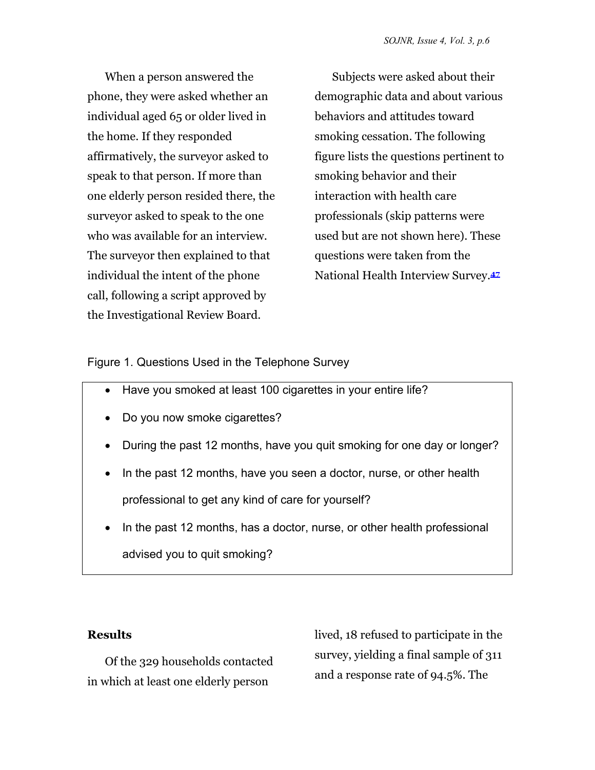When a person answered the phone, they were asked whether an individual aged 65 or older lived in the home. If they responded affirmatively, the surveyor asked to speak to that person. If more than one elderly person resided there, the surveyor asked to speak to the one who was available for an interview. The surveyor then explained to that individual the intent of the phone call, following a script approved by the Investigational Review Board.

Subjects were asked about their demographic data and about various behaviors and attitudes toward smoking cessation. The following figure lists the questions pertinent to smoking behavior and their interaction with health care professionals (skip patterns were used but are not shown here). These questions were taken from the National Health Interview Survey.[47]

Figure 1. Questions Used in the Telephone Survey

- Have you smoked at least 100 cigarettes in your entire life?
- Do you now smoke cigarettes?
- During the past 12 months, have you quit smoking for one day or longer?
- In the past 12 months, have you seen a doctor, nurse, or other health professional to get any kind of care for yourself?
- In the past 12 months, has a doctor, nurse, or other health professional advised you to quit smoking?

## Results

Of the 329 households contacted in which at least one elderly person lived, 18 refused to participate in the survey, yielding a final sample of 311 and a response rate of 94.5%. The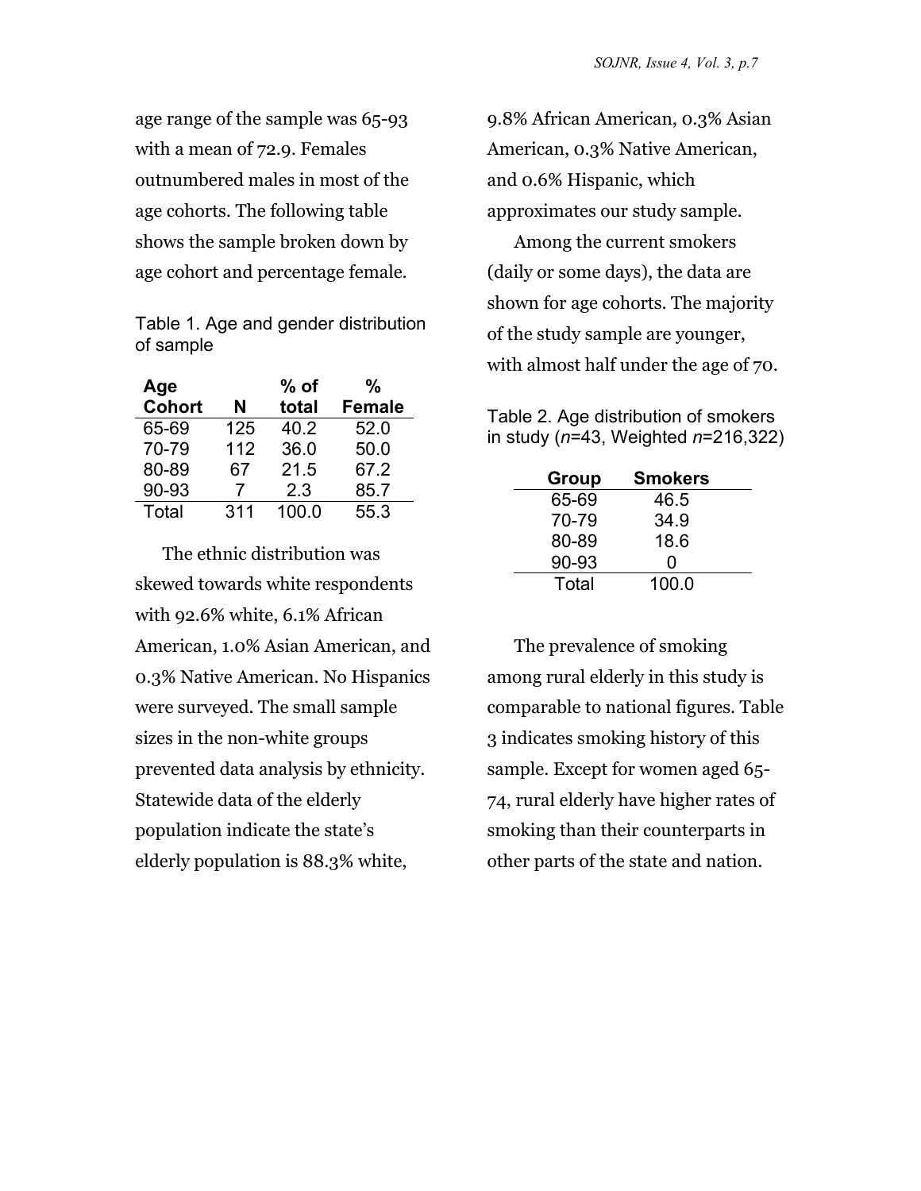age range of the sample was 65-93 with a mean of 72.9. Females outnumbered males in most of the age cohorts. The following table shows the sample broken down by age cohort and percentage female.

Table 1. Age and gender distribution of sample

| Age Cohort | N | % of total | % Female |
|---|---|---|---|
| 65-69 | 125 | 40.2 | 52.0 |
| 70-79 | 112 | 36.0 | 50.0 |
| 80-89 | 67 | 21.5 | 67.2 |
| 90-93 | 7 | 2.3 | 85.7 |
| Total | 311 | 100.0 | 55.3 |

The ethnic distribution was skewed towards white respondents with 92.6% white, 6.1% African American, 1.0% Asian American, and 0.3% Native American. No Hispanics were surveyed. The small sample sizes in the non-white groups prevented data analysis by ethnicity. Statewide data of the elderly population indicate the state's elderly population is 88.3% white, 9.8% African American, 0.3% Asian American, 0.3% Native American, and 0.6% Hispanic, which approximates our study sample.

Among the current smokers (daily or some days), the data are shown for age cohorts. The majority of the study sample are younger, with almost half under the age of 70.

Table 2. Age distribution of smokers in study (*n*=43, Weighted *n*=216,322)

| Group | Smokers |
|---|---|
| 65-69 | 46.5 |
| 70-79 | 34.9 |
| 80-89 | 18.6 |
| 90-93 | 0 |
| Total | 100.0 |

The prevalence of smoking among rural elderly in this study is comparable to national figures. Table 3 indicates smoking history of this sample. Except for women aged 65-74, rural elderly have higher rates of smoking than their counterparts in other parts of the state and nation.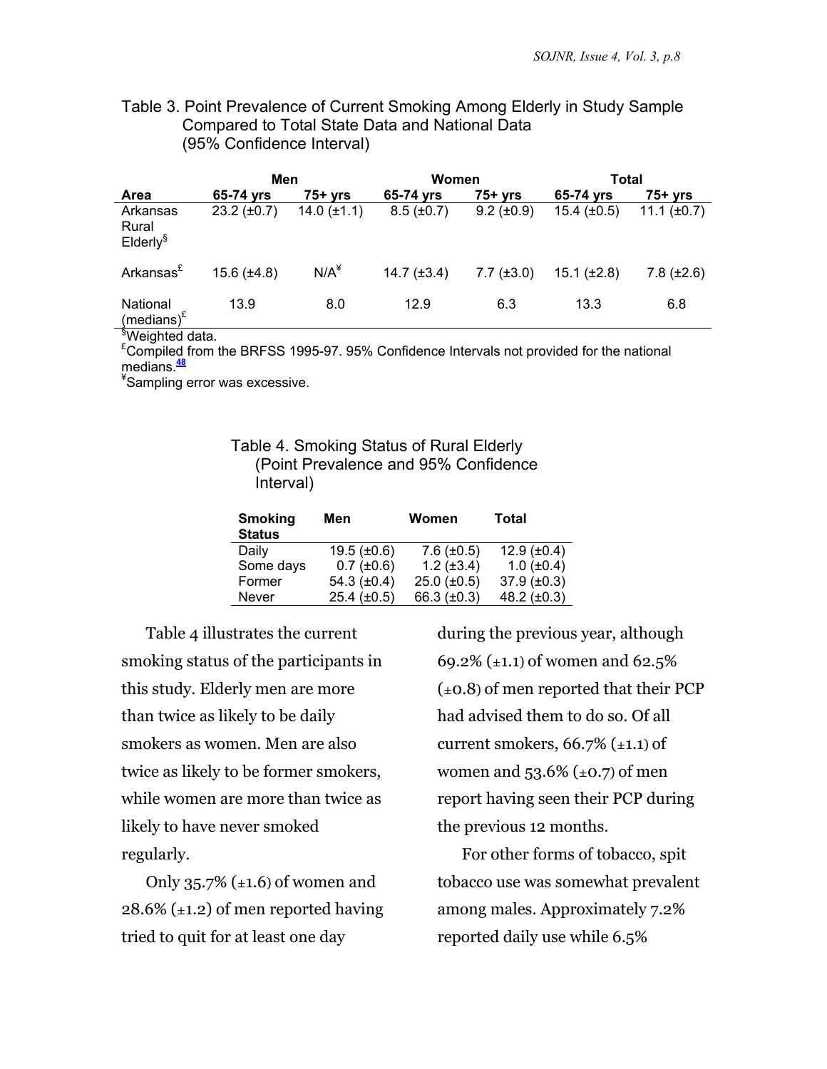Table 3. Point Prevalence of Current Smoking Among Elderly in Study Sample Compared to Total State Data and National Data (95% Confidence Interval)

| | Men | | Women | | Total | |
|---|---|---|---|---|---|---|
| **Area** | **65-74 yrs** | **75+ yrs** | **65-74 yrs** | **75+ yrs** | **65-74 yrs** | **75+ yrs** |
| Arkansas Rural Elderly[§] | 23.2 (±0.7) | 14.0 (±1.1) | 8.5 (±0.7) | 9.2 (±0.9) | 15.4 (±0.5) | 11.1 (±0.7) |
| Arkansas[£] | 15.6 (±4.8) | N/A[¥] | 14.7 (±3.4) | 7.7 (±3.0) | 15.1 (±2.8) | 7.8 (±2.6) |
| National (medians)[£] | 13.9 | 8.0 | 12.9 | 6.3 | 13.3 | 6.8 |

[§]Weighted data.
[£]Compiled from the BRFSS 1995-97. 95% Confidence Intervals not provided for the national medians.[48]
[¥]Sampling error was excessive.

Table 4. Smoking Status of Rural Elderly (Point Prevalence and 95% Confidence Interval)

| Smoking Status | Men | Women | Total |
|---|---|---|---|
| Daily | 19.5 (±0.6) | 7.6 (±0.5) | 12.9 (±0.4) |
| Some days | 0.7 (±0.6) | 1.2 (±3.4) | 1.0 (±0.4) |
| Former | 54.3 (±0.4) | 25.0 (±0.5) | 37.9 (±0.3) |
| Never | 25.4 (±0.5) | 66.3 (±0.3) | 48.2 (±0.3) |

Table 4 illustrates the current smoking status of the participants in this study. Elderly men are more than twice as likely to be daily smokers as women. Men are also twice as likely to be former smokers, while women are more than twice as likely to have never smoked regularly.

Only 35.7% (±1.6) of women and 28.6% (±1.2) of men reported having tried to quit for at least one day during the previous year, although 69.2% (±1.1) of women and 62.5% (±0.8) of men reported that their PCP had advised them to do so. Of all current smokers, 66.7% (±1.1) of women and 53.6% (±0.7) of men report having seen their PCP during the previous 12 months.

For other forms of tobacco, spit tobacco use was somewhat prevalent among males. Approximately 7.2% reported daily use while 6.5%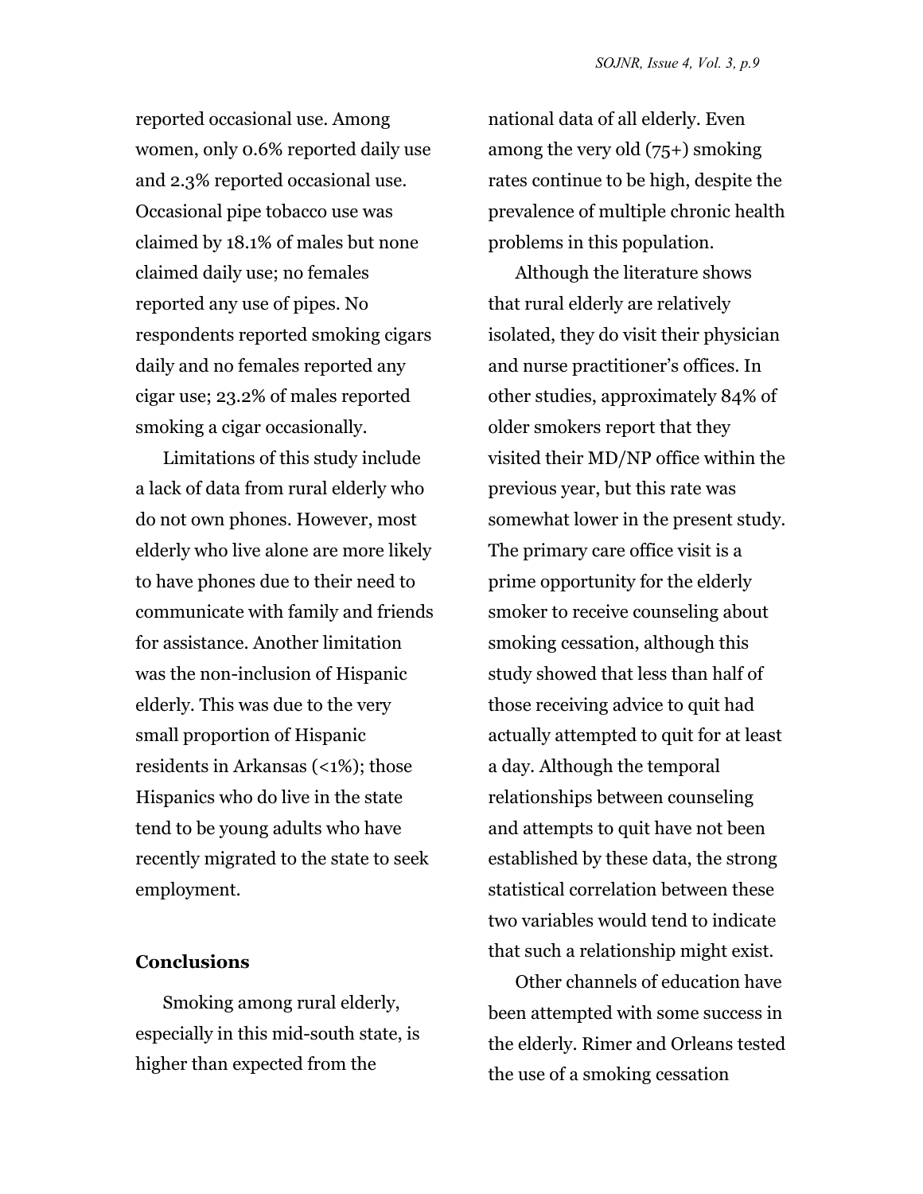reported occasional use. Among women, only 0.6% reported daily use and 2.3% reported occasional use. Occasional pipe tobacco use was claimed by 18.1% of males but none claimed daily use; no females reported any use of pipes. No respondents reported smoking cigars daily and no females reported any cigar use; 23.2% of males reported smoking a cigar occasionally.

Limitations of this study include a lack of data from rural elderly who do not own phones. However, most elderly who live alone are more likely to have phones due to their need to communicate with family and friends for assistance. Another limitation was the non-inclusion of Hispanic elderly. This was due to the very small proportion of Hispanic residents in Arkansas (<1%); those Hispanics who do live in the state tend to be young adults who have recently migrated to the state to seek employment.

## Conclusions

Smoking among rural elderly, especially in this mid-south state, is higher than expected from the national data of all elderly. Even among the very old (75+) smoking rates continue to be high, despite the prevalence of multiple chronic health problems in this population.

Although the literature shows that rural elderly are relatively isolated, they do visit their physician and nurse practitioner's offices. In other studies, approximately 84% of older smokers report that they visited their MD/NP office within the previous year, but this rate was somewhat lower in the present study. The primary care office visit is a prime opportunity for the elderly smoker to receive counseling about smoking cessation, although this study showed that less than half of those receiving advice to quit had actually attempted to quit for at least a day. Although the temporal relationships between counseling and attempts to quit have not been established by these data, the strong statistical correlation between these two variables would tend to indicate that such a relationship might exist.

Other channels of education have been attempted with some success in the elderly. Rimer and Orleans tested the use of a smoking cessation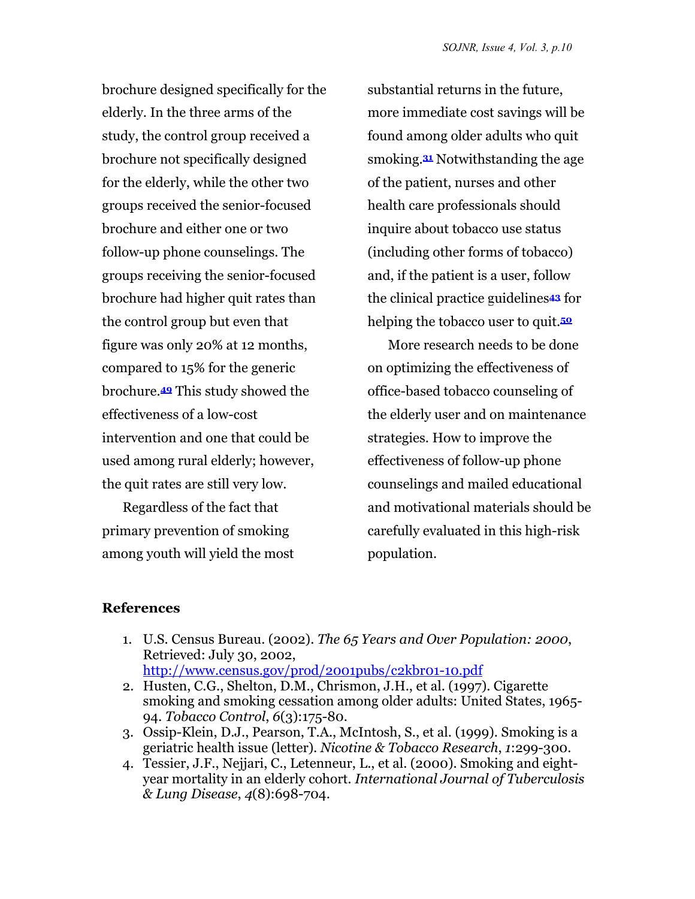brochure designed specifically for the elderly. In the three arms of the study, the control group received a brochure not specifically designed for the elderly, while the other two groups received the senior-focused brochure and either one or two follow-up phone counselings. The groups receiving the senior-focused brochure had higher quit rates than the control group but even that figure was only 20% at 12 months, compared to 15% for the generic brochure.[49] This study showed the effectiveness of a low-cost intervention and one that could be used among rural elderly; however, the quit rates are still very low.

Regardless of the fact that primary prevention of smoking among youth will yield the most substantial returns in the future, more immediate cost savings will be found among older adults who quit smoking.[31] Notwithstanding the age of the patient, nurses and other health care professionals should inquire about tobacco use status (including other forms of tobacco) and, if the patient is a user, follow the clinical practice guidelines[43] for helping the tobacco user to quit.[50]

More research needs to be done on optimizing the effectiveness of office-based tobacco counseling of the elderly user and on maintenance strategies. How to improve the effectiveness of follow-up phone counselings and mailed educational and motivational materials should be carefully evaluated in this high-risk population.

## References

1. U.S. Census Bureau. (2002). *The 65 Years and Over Population: 2000*, Retrieved: July 30, 2002, http://www.census.gov/prod/2001pubs/c2kbr01-10.pdf
2. Husten, C.G., Shelton, D.M., Chrismon, J.H., et al. (1997). Cigarette smoking and smoking cessation among older adults: United States, 1965-94. *Tobacco Control*, *6*(3):175-80.
3. Ossip-Klein, D.J., Pearson, T.A., McIntosh, S., et al. (1999). Smoking is a geriatric health issue (letter). *Nicotine & Tobacco Research*, *1*:299-300.
4. Tessier, J.F., Nejjari, C., Letenneur, L., et al. (2000). Smoking and eight-year mortality in an elderly cohort. *International Journal of Tuberculosis & Lung Disease*, *4*(8):698-704.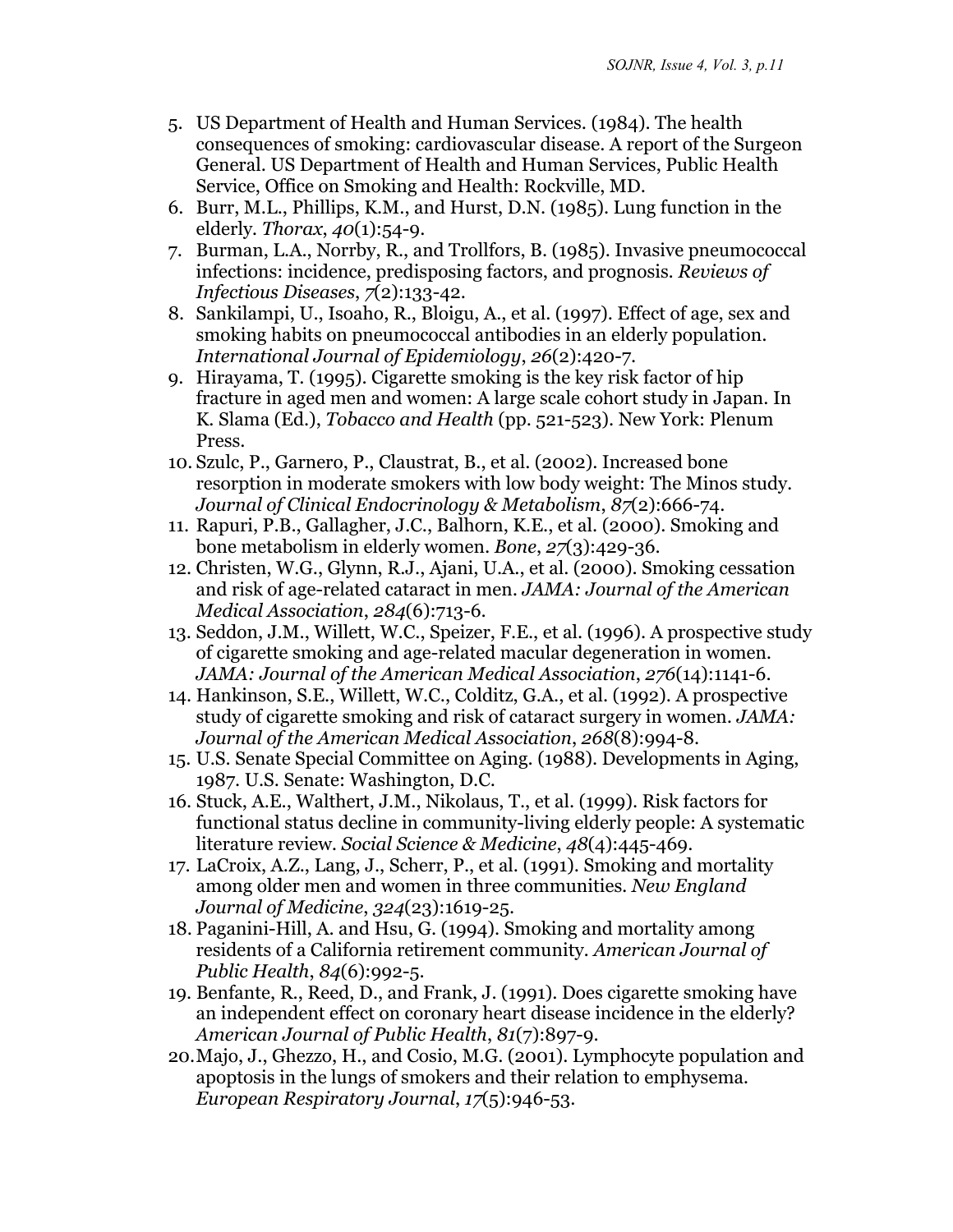5. US Department of Health and Human Services. (1984). The health consequences of smoking: cardiovascular disease. A report of the Surgeon General. US Department of Health and Human Services, Public Health Service, Office on Smoking and Health: Rockville, MD.
6. Burr, M.L., Phillips, K.M., and Hurst, D.N. (1985). Lung function in the elderly. *Thorax*, *40*(1):54-9.
7. Burman, L.A., Norrby, R., and Trollfors, B. (1985). Invasive pneumococcal infections: incidence, predisposing factors, and prognosis. *Reviews of Infectious Diseases*, *7*(2):133-42.
8. Sankilampi, U., Isoaho, R., Bloigu, A., et al. (1997). Effect of age, sex and smoking habits on pneumococcal antibodies in an elderly population. *International Journal of Epidemiology*, *26*(2):420-7.
9. Hirayama, T. (1995). Cigarette smoking is the key risk factor of hip fracture in aged men and women: A large scale cohort study in Japan. In K. Slama (Ed.), *Tobacco and Health* (pp. 521-523). New York: Plenum Press.
10. Szulc, P., Garnero, P., Claustrat, B., et al. (2002). Increased bone resorption in moderate smokers with low body weight: The Minos study. *Journal of Clinical Endocrinology & Metabolism*, *87*(2):666-74.
11. Rapuri, P.B., Gallagher, J.C., Balhorn, K.E., et al. (2000). Smoking and bone metabolism in elderly women. *Bone*, *27*(3):429-36.
12. Christen, W.G., Glynn, R.J., Ajani, U.A., et al. (2000). Smoking cessation and risk of age-related cataract in men. *JAMA: Journal of the American Medical Association*, *284*(6):713-6.
13. Seddon, J.M., Willett, W.C., Speizer, F.E., et al. (1996). A prospective study of cigarette smoking and age-related macular degeneration in women. *JAMA: Journal of the American Medical Association*, *276*(14):1141-6.
14. Hankinson, S.E., Willett, W.C., Colditz, G.A., et al. (1992). A prospective study of cigarette smoking and risk of cataract surgery in women. *JAMA: Journal of the American Medical Association*, *268*(8):994-8.
15. U.S. Senate Special Committee on Aging. (1988). Developments in Aging, 1987. U.S. Senate: Washington, D.C.
16. Stuck, A.E., Walthert, J.M., Nikolaus, T., et al. (1999). Risk factors for functional status decline in community-living elderly people: A systematic literature review. *Social Science & Medicine*, *48*(4):445-469.
17. LaCroix, A.Z., Lang, J., Scherr, P., et al. (1991). Smoking and mortality among older men and women in three communities. *New England Journal of Medicine*, *324*(23):1619-25.
18. Paganini-Hill, A. and Hsu, G. (1994). Smoking and mortality among residents of a California retirement community. *American Journal of Public Health*, *84*(6):992-5.
19. Benfante, R., Reed, D., and Frank, J. (1991). Does cigarette smoking have an independent effect on coronary heart disease incidence in the elderly? *American Journal of Public Health*, *81*(7):897-9.
20. Majo, J., Ghezzo, H., and Cosio, M.G. (2001). Lymphocyte population and apoptosis in the lungs of smokers and their relation to emphysema. *European Respiratory Journal*, *17*(5):946-53.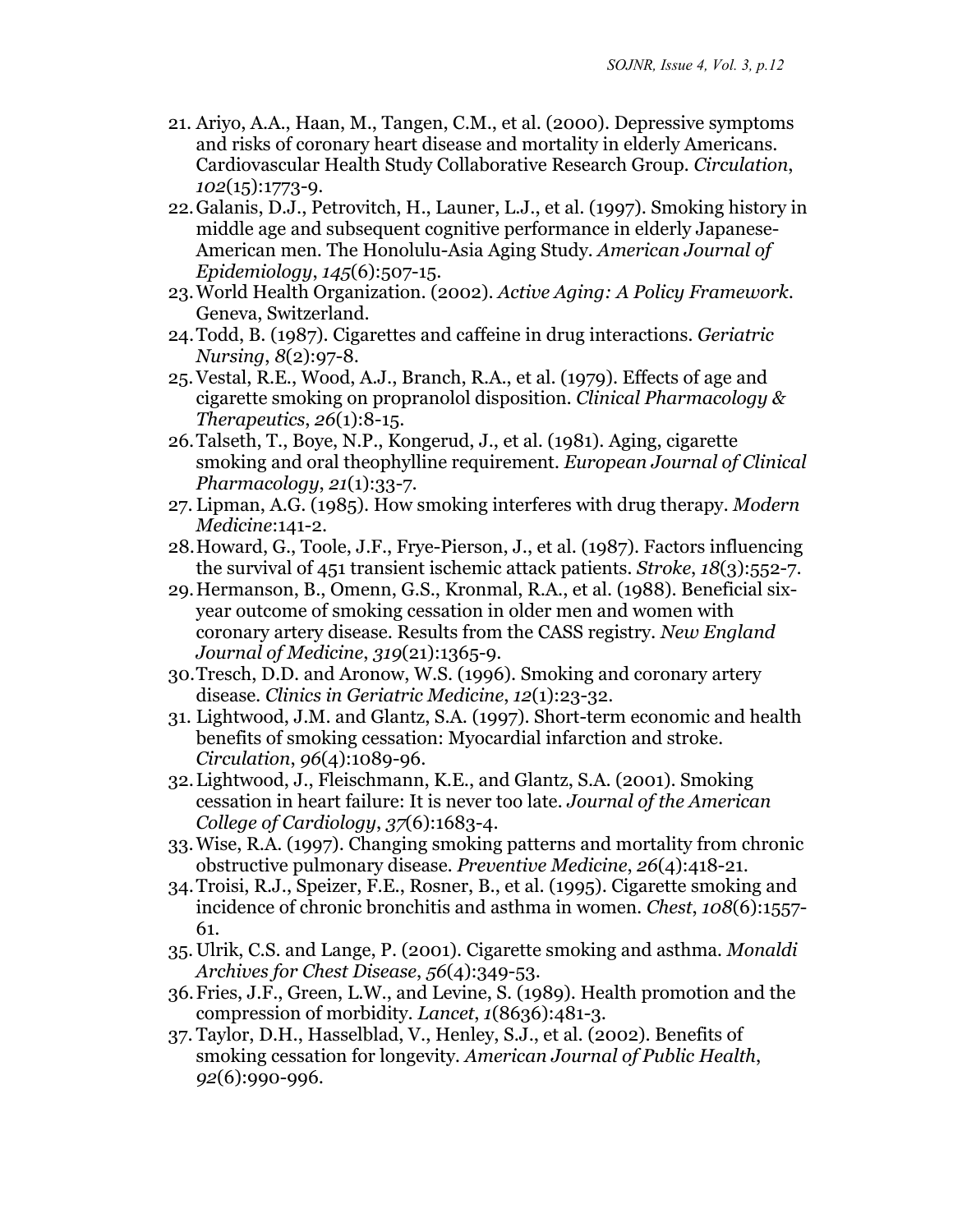21. Ariyo, A.A., Haan, M., Tangen, C.M., et al. (2000). Depressive symptoms and risks of coronary heart disease and mortality in elderly Americans. Cardiovascular Health Study Collaborative Research Group. *Circulation*, *102*(15):1773-9.
22. Galanis, D.J., Petrovitch, H., Launer, L.J., et al. (1997). Smoking history in middle age and subsequent cognitive performance in elderly Japanese-American men. The Honolulu-Asia Aging Study. *American Journal of Epidemiology*, *145*(6):507-15.
23. World Health Organization. (2002). *Active Aging: A Policy Framework*. Geneva, Switzerland.
24. Todd, B. (1987). Cigarettes and caffeine in drug interactions. *Geriatric Nursing*, *8*(2):97-8.
25. Vestal, R.E., Wood, A.J., Branch, R.A., et al. (1979). Effects of age and cigarette smoking on propranolol disposition. *Clinical Pharmacology & Therapeutics*, *26*(1):8-15.
26. Talseth, T., Boye, N.P., Kongerud, J., et al. (1981). Aging, cigarette smoking and oral theophylline requirement. *European Journal of Clinical Pharmacology*, *21*(1):33-7.
27. Lipman, A.G. (1985). How smoking interferes with drug therapy. *Modern Medicine*:141-2.
28. Howard, G., Toole, J.F., Frye-Pierson, J., et al. (1987). Factors influencing the survival of 451 transient ischemic attack patients. *Stroke*, *18*(3):552-7.
29. Hermanson, B., Omenn, G.S., Kronmal, R.A., et al. (1988). Beneficial six-year outcome of smoking cessation in older men and women with coronary artery disease. Results from the CASS registry. *New England Journal of Medicine*, *319*(21):1365-9.
30. Tresch, D.D. and Aronow, W.S. (1996). Smoking and coronary artery disease. *Clinics in Geriatric Medicine*, *12*(1):23-32.
31. Lightwood, J.M. and Glantz, S.A. (1997). Short-term economic and health benefits of smoking cessation: Myocardial infarction and stroke. *Circulation*, *96*(4):1089-96.
32. Lightwood, J., Fleischmann, K.E., and Glantz, S.A. (2001). Smoking cessation in heart failure: It is never too late. *Journal of the American College of Cardiology*, *37*(6):1683-4.
33. Wise, R.A. (1997). Changing smoking patterns and mortality from chronic obstructive pulmonary disease. *Preventive Medicine*, *26*(4):418-21.
34. Troisi, R.J., Speizer, F.E., Rosner, B., et al. (1995). Cigarette smoking and incidence of chronic bronchitis and asthma in women. *Chest*, *108*(6):1557-61.
35. Ulrik, C.S. and Lange, P. (2001). Cigarette smoking and asthma. *Monaldi Archives for Chest Disease*, *56*(4):349-53.
36. Fries, J.F., Green, L.W., and Levine, S. (1989). Health promotion and the compression of morbidity. *Lancet*, *1*(8636):481-3.
37. Taylor, D.H., Hasselblad, V., Henley, S.J., et al. (2002). Benefits of smoking cessation for longevity. *American Journal of Public Health*, *92*(6):990-996.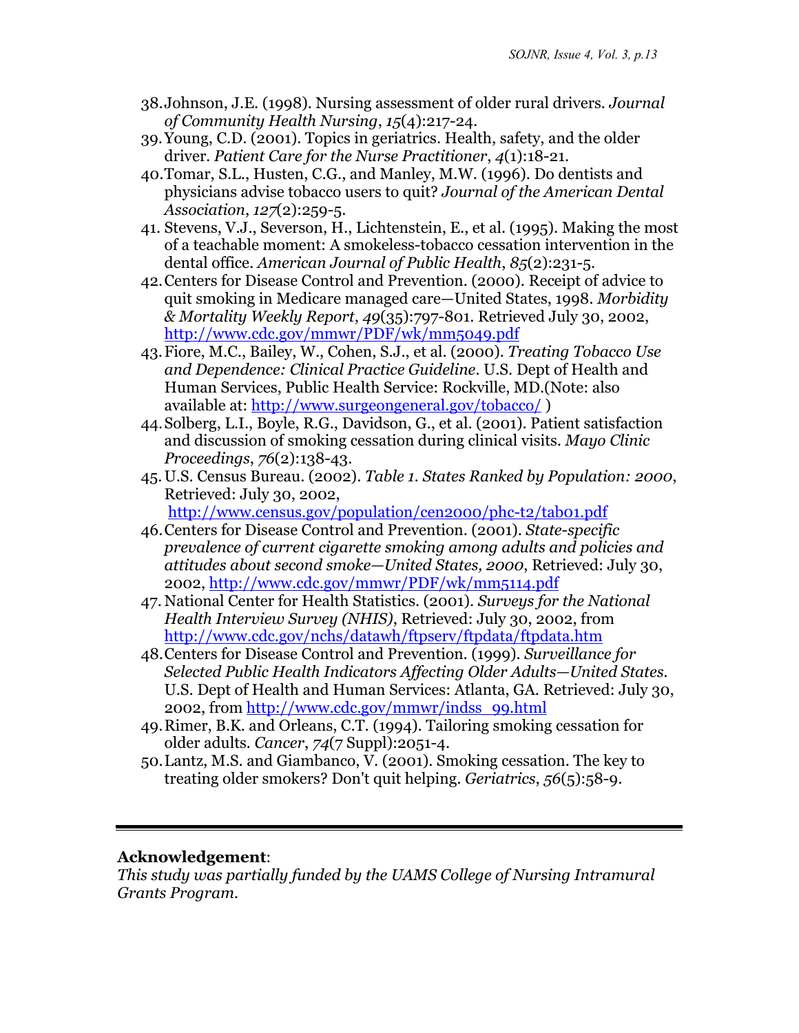38. Johnson, J.E. (1998). Nursing assessment of older rural drivers. *Journal of Community Health Nursing*, *15*(4):217-24.
39. Young, C.D. (2001). Topics in geriatrics. Health, safety, and the older driver. *Patient Care for the Nurse Practitioner*, *4*(1):18-21.
40. Tomar, S.L., Husten, C.G., and Manley, M.W. (1996). Do dentists and physicians advise tobacco users to quit? *Journal of the American Dental Association*, *127*(2):259-5.
41. Stevens, V.J., Severson, H., Lichtenstein, E., et al. (1995). Making the most of a teachable moment: A smokeless-tobacco cessation intervention in the dental office. *American Journal of Public Health*, *85*(2):231-5.
42. Centers for Disease Control and Prevention. (2000). Receipt of advice to quit smoking in Medicare managed care—United States, 1998. *Morbidity & Mortality Weekly Report*, *49*(35):797-801. Retrieved July 30, 2002, http://www.cdc.gov/mmwr/PDF/wk/mm5049.pdf
43. Fiore, M.C., Bailey, W., Cohen, S.J., et al. (2000). *Treating Tobacco Use and Dependence: Clinical Practice Guideline*. U.S. Dept of Health and Human Services, Public Health Service: Rockville, MD.(Note: also available at: http://www.surgeongeneral.gov/tobacco/ )
44. Solberg, L.I., Boyle, R.G., Davidson, G., et al. (2001). Patient satisfaction and discussion of smoking cessation during clinical visits. *Mayo Clinic Proceedings*, *76*(2):138-43.
45. U.S. Census Bureau. (2002). *Table 1. States Ranked by Population: 2000*, Retrieved: July 30, 2002, http://www.census.gov/population/cen2000/phc-t2/tab01.pdf
46. Centers for Disease Control and Prevention. (2001). *State-specific prevalence of current cigarette smoking among adults and policies and attitudes about second smoke—United States, 2000*, Retrieved: July 30, 2002, http://www.cdc.gov/mmwr/PDF/wk/mm5114.pdf
47. National Center for Health Statistics. (2001). *Surveys for the National Health Interview Survey (NHIS)*, Retrieved: July 30, 2002, from http://www.cdc.gov/nchs/datawh/ftpserv/ftpdata/ftpdata.htm
48. Centers for Disease Control and Prevention. (1999). *Surveillance for Selected Public Health Indicators Affecting Older Adults—United States*. U.S. Dept of Health and Human Services: Atlanta, GA. Retrieved: July 30, 2002, from http://www.cdc.gov/mmwr/indss_99.html
49. Rimer, B.K. and Orleans, C.T. (1994). Tailoring smoking cessation for older adults. *Cancer*, *74*(7 Suppl):2051-4.
50. Lantz, M.S. and Giambanco, V. (2001). Smoking cessation. The key to treating older smokers? Don't quit helping. *Geriatrics*, *56*(5):58-9.

---

**Acknowledgement**:
*This study was partially funded by the UAMS College of Nursing Intramural Grants Program.*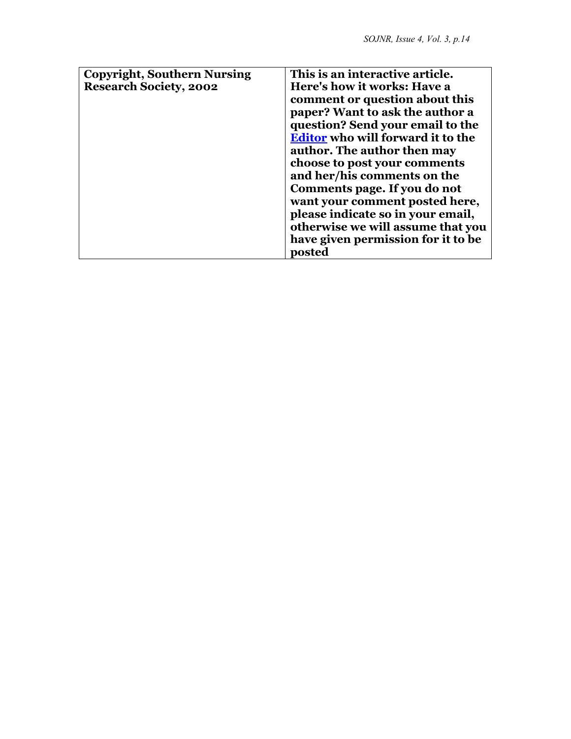| | |
|---|---|
| **Copyright, Southern Nursing Research Society, 2002** | **This is an interactive article. Here's how it works: Have a comment or question about this paper? Want to ask the author a question? Send your email to the Editor who will forward it to the author. The author then may choose to post your comments and her/his comments on the Comments page. If you do not want your comment posted here, please indicate so in your email, otherwise we will assume that you have given permission for it to be posted** |